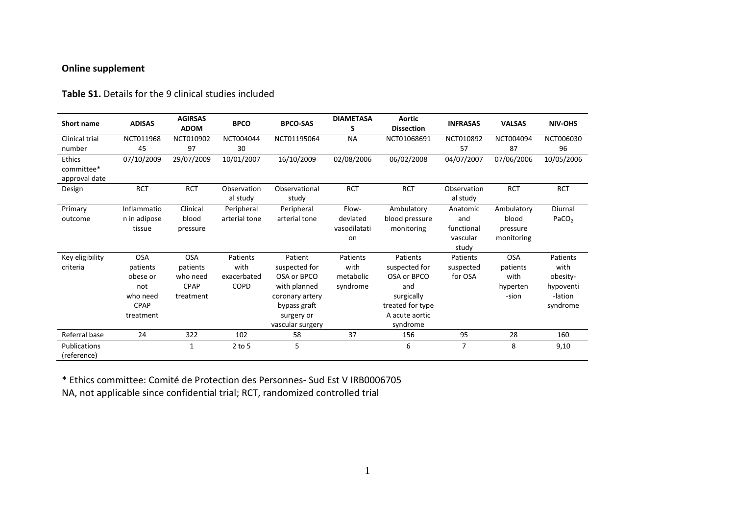**Online supplement**

**Table S1.** Details for the 9 clinical studies included

| Short name | ADISAS | AGIRSAS ADOM | BPCO | BPCO-SAS | DIAMETASAS | Aortic Dissection | INFRASAS | VALSAS | NIV-OHS |
|---|---|---|---|---|---|---|---|---|---|
| Clinical trial number | NCT01196845 | NCT01090297 | NCT00444430 | NCT01195064 | NA | NCT01068691 | NCT01089257 | NCT00409487 | NCT00603096 |
| Ethics committee* approval date | 07/10/2009 | 29/07/2009 | 10/01/2007 | 16/10/2009 | 02/08/2006 | 06/02/2008 | 04/07/2007 | 07/06/2006 | 10/05/2006 |
| Design | RCT | RCT | Observational study | Observational study | RCT | RCT | Observational study | RCT | RCT |
| Primary outcome | Inflammation in adipose tissue | Clinical blood pressure | Peripheral arterial tone | Peripheral arterial tone | Flow-deviated vasodilatation | Ambulatory blood pressure monitoring | Anatomic and functional vascular study | Ambulatory blood pressure monitoring | Diurnal $PaCO_2$ |
| Key eligibility criteria | OSA patients obese or not who need CPAP treatment | OSA patients who need CPAP treatment | Patients with exacerbated COPD | Patient suspected for OSA or BPCO with planned coronary artery bypass graft surgery or vascular surgery | Patients with metabolic syndrome | Patients suspected for OSA or BPCO and surgically treated for type A acute aortic syndrome | Patients suspected for OSA | OSA patients with hyperten-sion | Patients with obesity-hypoventi-lation syndrome |
| Referral base | 24 | 322 | 102 | 58 | 37 | 156 | 95 | 28 | 160 |
| Publications (reference) | | 1 | 2 to 5 | 5 | | 6 | 7 | 8 | 9,10 |

\* Ethics committee: Comité de Protection des Personnes- Sud Est V IRB0006705

NA, not applicable since confidential trial; RCT, randomized controlled trial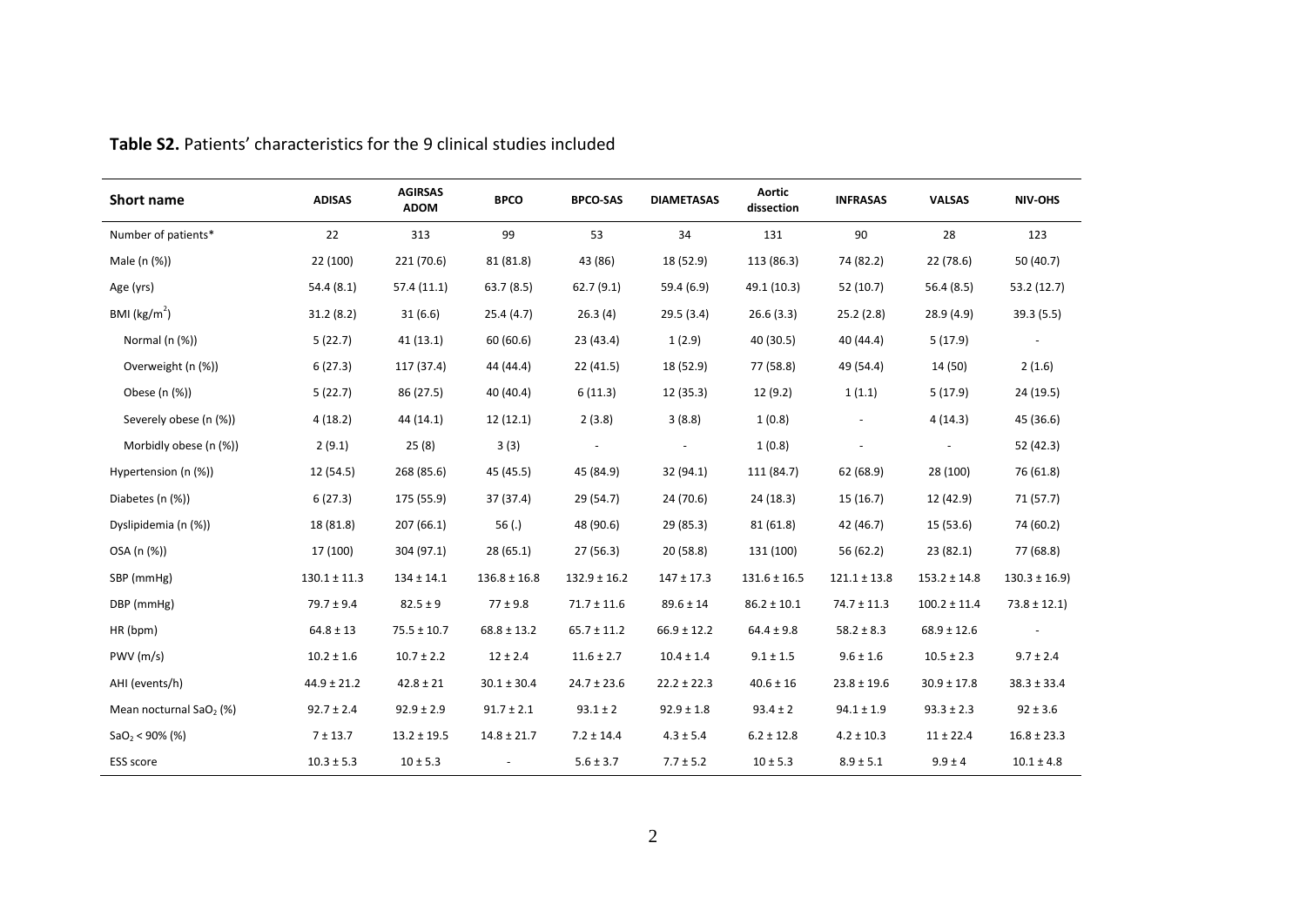**Table S2.** Patients' characteristics for the 9 clinical studies included

| Short name | ADISAS | AGIRSAS ADOM | BPCO | BPCO-SAS | DIAMETASAS | Aortic dissection | INFRASAS | VALSAS | NIV-OHS |
|---|---|---|---|---|---|---|---|---|---|
| Number of patients* | 22 | 313 | 99 | 53 | 34 | 131 | 90 | 28 | 123 |
| Male (n (%)) | 22 (100) | 221 (70.6) | 81 (81.8) | 43 (86) | 18 (52.9) | 113 (86.3) | 74 (82.2) | 22 (78.6) | 50 (40.7) |
| Age (yrs) | 54.4 (8.1) | 57.4 (11.1) | 63.7 (8.5) | 62.7 (9.1) | 59.4 (6.9) | 49.1 (10.3) | 52 (10.7) | 56.4 (8.5) | 53.2 (12.7) |
| BMI ($kg/m^2$) | 31.2 (8.2) | 31 (6.6) | 25.4 (4.7) | 26.3 (4) | 29.5 (3.4) | 26.6 (3.3) | 25.2 (2.8) | 28.9 (4.9) | 39.3 (5.5) |
| Normal (n (%)) | 5 (22.7) | 41 (13.1) | 60 (60.6) | 23 (43.4) | 1 (2.9) | 40 (30.5) | 40 (44.4) | 5 (17.9) | - |
| Overweight (n (%)) | 6 (27.3) | 117 (37.4) | 44 (44.4) | 22 (41.5) | 18 (52.9) | 77 (58.8) | 49 (54.4) | 14 (50) | 2 (1.6) |
| Obese (n (%)) | 5 (22.7) | 86 (27.5) | 40 (40.4) | 6 (11.3) | 12 (35.3) | 12 (9.2) | 1 (1.1) | 5 (17.9) | 24 (19.5) |
| Severely obese (n (%)) | 4 (18.2) | 44 (14.1) | 12 (12.1) | 2 (3.8) | 3 (8.8) | 1 (0.8) | - | 4 (14.3) | 45 (36.6) |
| Morbidly obese (n (%)) | 2 (9.1) | 25 (8) | 3 (3) | - | - | 1 (0.8) | - | - | 52 (42.3) |
| Hypertension (n (%)) | 12 (54.5) | 268 (85.6) | 45 (45.5) | 45 (84.9) | 32 (94.1) | 111 (84.7) | 62 (68.9) | 28 (100) | 76 (61.8) |
| Diabetes (n (%)) | 6 (27.3) | 175 (55.9) | 37 (37.4) | 29 (54.7) | 24 (70.6) | 24 (18.3) | 15 (16.7) | 12 (42.9) | 71 (57.7) |
| Dyslipidemia (n (%)) | 18 (81.8) | 207 (66.1) | 56 (.) | 48 (90.6) | 29 (85.3) | 81 (61.8) | 42 (46.7) | 15 (53.6) | 74 (60.2) |
| OSA (n (%)) | 17 (100) | 304 (97.1) | 28 (65.1) | 27 (56.3) | 20 (58.8) | 131 (100) | 56 (62.2) | 23 (82.1) | 77 (68.8) |
| SBP (mmHg) | 130.1 ± 11.3 | 134 ± 14.1 | 136.8 ± 16.8 | 132.9 ± 16.2 | 147 ± 17.3 | 131.6 ± 16.5 | 121.1 ± 13.8 | 153.2 ± 14.8 | 130.3 ± 16.9) |
| DBP (mmHg) | 79.7 ± 9.4 | 82.5 ± 9 | 77 ± 9.8 | 71.7 ± 11.6 | 89.6 ± 14 | 86.2 ± 10.1 | 74.7 ± 11.3 | 100.2 ± 11.4 | 73.8 ± 12.1) |
| HR (bpm) | 64.8 ± 13 | 75.5 ± 10.7 | 68.8 ± 13.2 | 65.7 ± 11.2 | 66.9 ± 12.2 | 64.4 ± 9.8 | 58.2 ± 8.3 | 68.9 ± 12.6 | - |
| PWV (m/s) | 10.2 ± 1.6 | 10.7 ± 2.2 | 12 ± 2.4 | 11.6 ± 2.7 | 10.4 ± 1.4 | 9.1 ± 1.5 | 9.6 ± 1.6 | 10.5 ± 2.3 | 9.7 ± 2.4 |
| AHI (events/h) | 44.9 ± 21.2 | 42.8 ± 21 | 30.1 ± 30.4 | 24.7 ± 23.6 | 22.2 ± 22.3 | 40.6 ± 16 | 23.8 ± 19.6 | 30.9 ± 17.8 | 38.3 ± 33.4 |
| Mean nocturnal $SaO_2$ (%) | 92.7 ± 2.4 | 92.9 ± 2.9 | 91.7 ± 2.1 | 93.1 ± 2 | 92.9 ± 1.8 | 93.4 ± 2 | 94.1 ± 1.9 | 93.3 ± 2.3 | 92 ± 3.6 |
| $SaO_2$ < 90% (%) | 7 ± 13.7 | 13.2 ± 19.5 | 14.8 ± 21.7 | 7.2 ± 14.4 | 4.3 ± 5.4 | 6.2 ± 12.8 | 4.2 ± 10.3 | 11 ± 22.4 | 16.8 ± 23.3 |
| ESS score | 10.3 ± 5.3 | 10 ± 5.3 | - | 5.6 ± 3.7 | 7.7 ± 5.2 | 10 ± 5.3 | 8.9 ± 5.1 | 9.9 ± 4 | 10.1 ± 4.8 |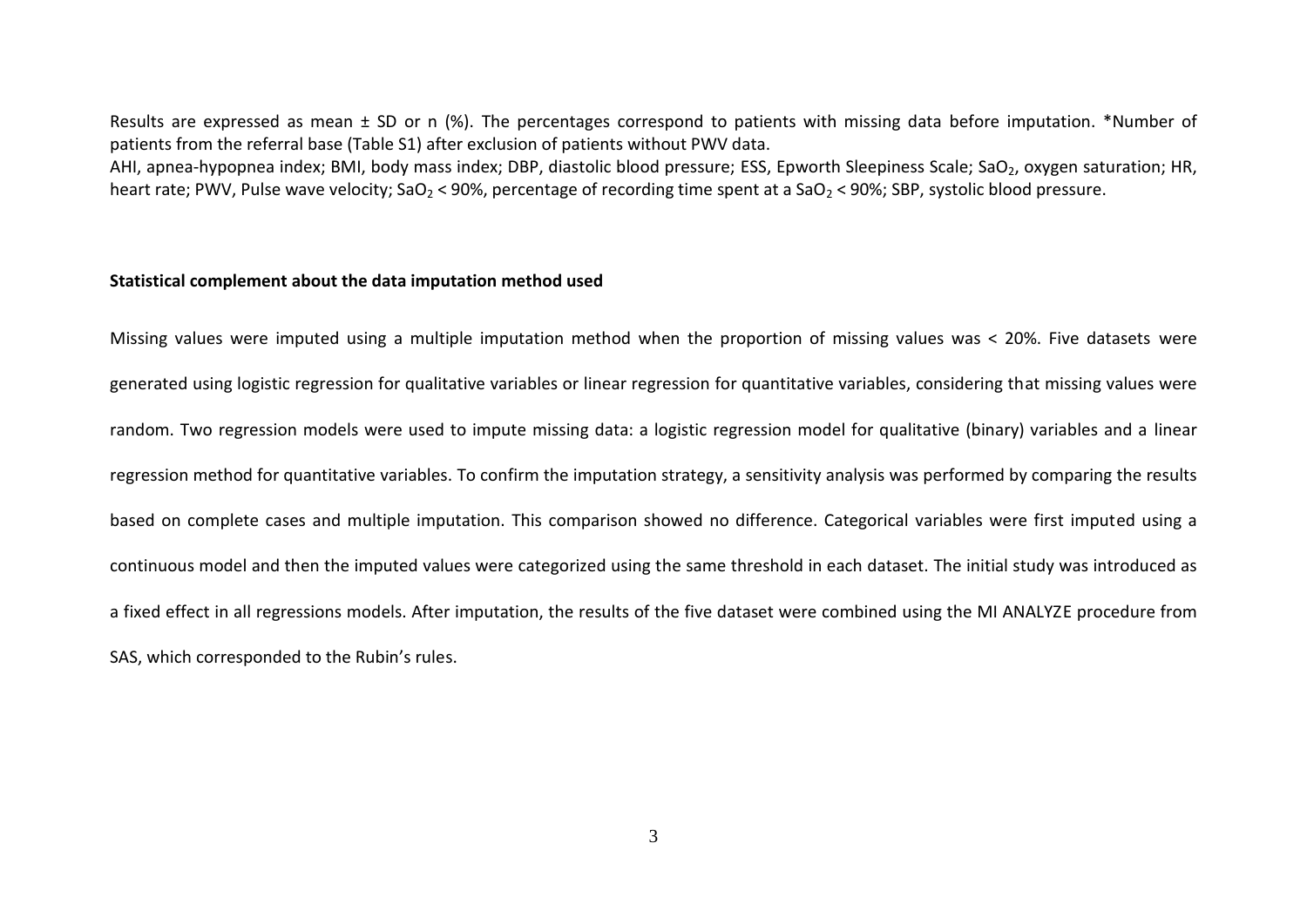Results are expressed as mean ± SD or n (%). The percentages correspond to patients with missing data before imputation. *Number of patients from the referral base (Table S1) after exclusion of patients without PWV data.

AHI, apnea-hypopnea index; BMI, body mass index; DBP, diastolic blood pressure; ESS, Epworth Sleepiness Scale; $SaO_2$, oxygen saturation; HR, heart rate; PWV, Pulse wave velocity; $SaO_2 < 90\%$, percentage of recording time spent at a $SaO_2 < 90\%$; SBP, systolic blood pressure.

**Statistical complement about the data imputation method used**

Missing values were imputed using a multiple imputation method when the proportion of missing values was < 20%. Five datasets were generated using logistic regression for qualitative variables or linear regression for quantitative variables, considering that missing values were random. Two regression models were used to impute missing data: a logistic regression model for qualitative (binary) variables and a linear regression method for quantitative variables. To confirm the imputation strategy, a sensitivity analysis was performed by comparing the results based on complete cases and multiple imputation. This comparison showed no difference. Categorical variables were first imputed using a continuous model and then the imputed values were categorized using the same threshold in each dataset. The initial study was introduced as a fixed effect in all regressions models. After imputation, the results of the five dataset were combined using the MI ANALYZE procedure from SAS, which corresponded to the Rubin's rules.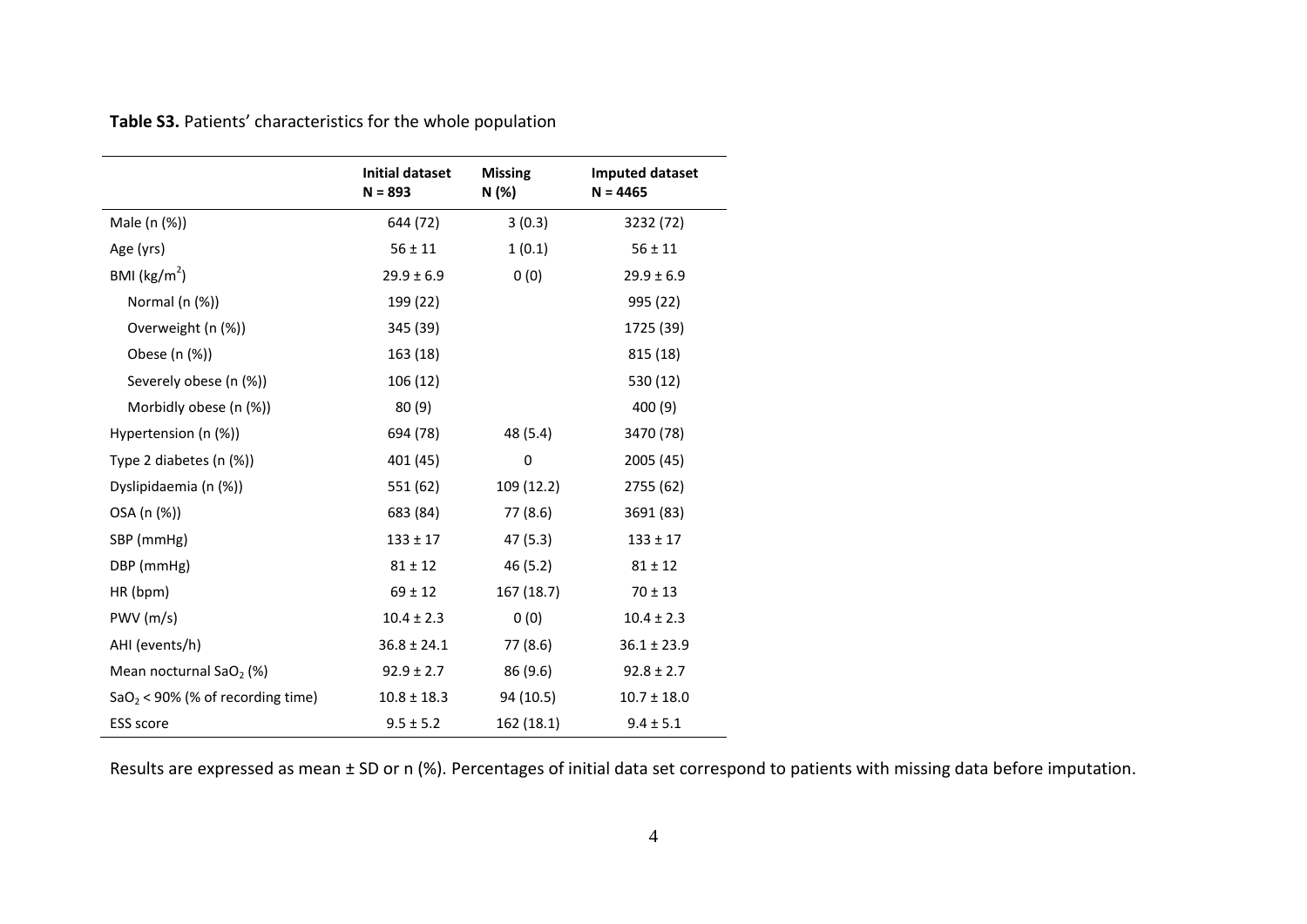**Table S3.** Patients' characteristics for the whole population

| | Initial dataset N = 893 | Missing N (%) | Imputed dataset N = 4465 |
|---|---|---|---|
| Male (n (%)) | 644 (72) | 3 (0.3) | 3232 (72) |
| Age (yrs) | 56 ± 11 | 1 (0.1) | 56 ± 11 |
| BMI ($kg/m^2$) | 29.9 ± 6.9 | 0 (0) | 29.9 ± 6.9 |
| Normal (n (%)) | 199 (22) | | 995 (22) |
| Overweight (n (%)) | 345 (39) | | 1725 (39) |
| Obese (n (%)) | 163 (18) | | 815 (18) |
| Severely obese (n (%)) | 106 (12) | | 530 (12) |
| Morbidly obese (n (%)) | 80 (9) | | 400 (9) |
| Hypertension (n (%)) | 694 (78) | 48 (5.4) | 3470 (78) |
| Type 2 diabetes (n (%)) | 401 (45) | 0 | 2005 (45) |
| Dyslipidaemia (n (%)) | 551 (62) | 109 (12.2) | 2755 (62) |
| OSA (n (%)) | 683 (84) | 77 (8.6) | 3691 (83) |
| SBP (mmHg) | 133 ± 17 | 47 (5.3) | 133 ± 17 |
| DBP (mmHg) | 81 ± 12 | 46 (5.2) | 81 ± 12 |
| HR (bpm) | 69 ± 12 | 167 (18.7) | 70 ± 13 |
| PWV (m/s) | 10.4 ± 2.3 | 0 (0) | 10.4 ± 2.3 |
| AHI (events/h) | 36.8 ± 24.1 | 77 (8.6) | 36.1 ± 23.9 |
| Mean nocturnal $SaO_2$ (%) | 92.9 ± 2.7 | 86 (9.6) | 92.8 ± 2.7 |
| $SaO_2$ < 90% (% of recording time) | 10.8 ± 18.3 | 94 (10.5) | 10.7 ± 18.0 |
| ESS score | 9.5 ± 5.2 | 162 (18.1) | 9.4 ± 5.1 |

Results are expressed as mean ± SD or n (%). Percentages of initial data set correspond to patients with missing data before imputation.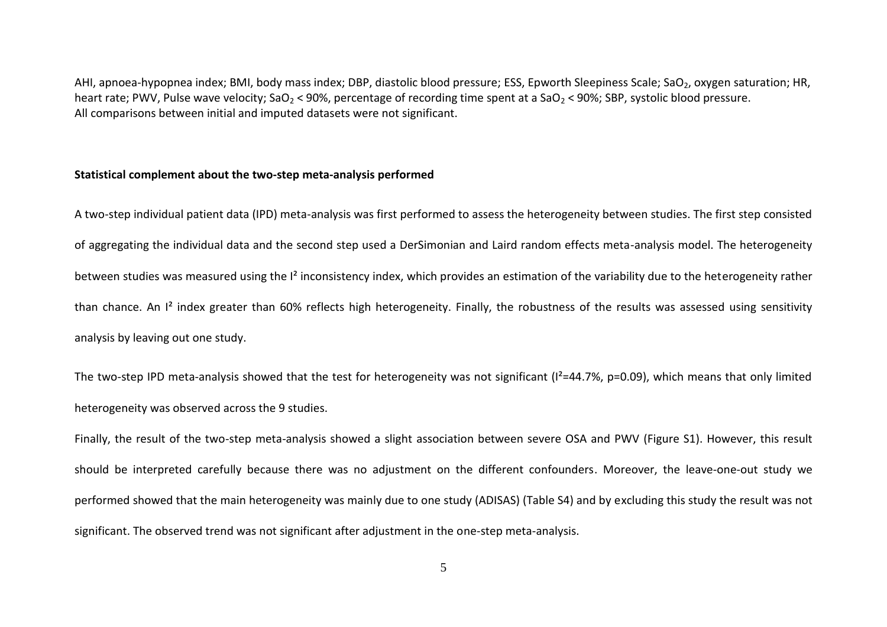AHI, apnoea-hypopnea index; BMI, body mass index; DBP, diastolic blood pressure; ESS, Epworth Sleepiness Scale; $SaO_2$, oxygen saturation; HR, heart rate; PWV, Pulse wave velocity; $SaO_2$ < 90%, percentage of recording time spent at a $SaO_2$ < 90%; SBP, systolic blood pressure.
All comparisons between initial and imputed datasets were not significant.

**Statistical complement about the two-step meta-analysis performed**

A two-step individual patient data (IPD) meta-analysis was first performed to assess the heterogeneity between studies. The first step consisted of aggregating the individual data and the second step used a DerSimonian and Laird random effects meta-analysis model. The heterogeneity between studies was measured using the $I^2$ inconsistency index, which provides an estimation of the variability due to the heterogeneity rather than chance. An $I^2$ index greater than 60% reflects high heterogeneity. Finally, the robustness of the results was assessed using sensitivity analysis by leaving out one study.

The two-step IPD meta-analysis showed that the test for heterogeneity was not significant ($I^2$=44.7%, p=0.09), which means that only limited heterogeneity was observed across the 9 studies.

Finally, the result of the two-step meta-analysis showed a slight association between severe OSA and PWV (Figure S1). However, this result should be interpreted carefully because there was no adjustment on the different confounders. Moreover, the leave-one-out study we performed showed that the main heterogeneity was mainly due to one study (ADISAS) (Table S4) and by excluding this study the result was not significant. The observed trend was not significant after adjustment in the one-step meta-analysis.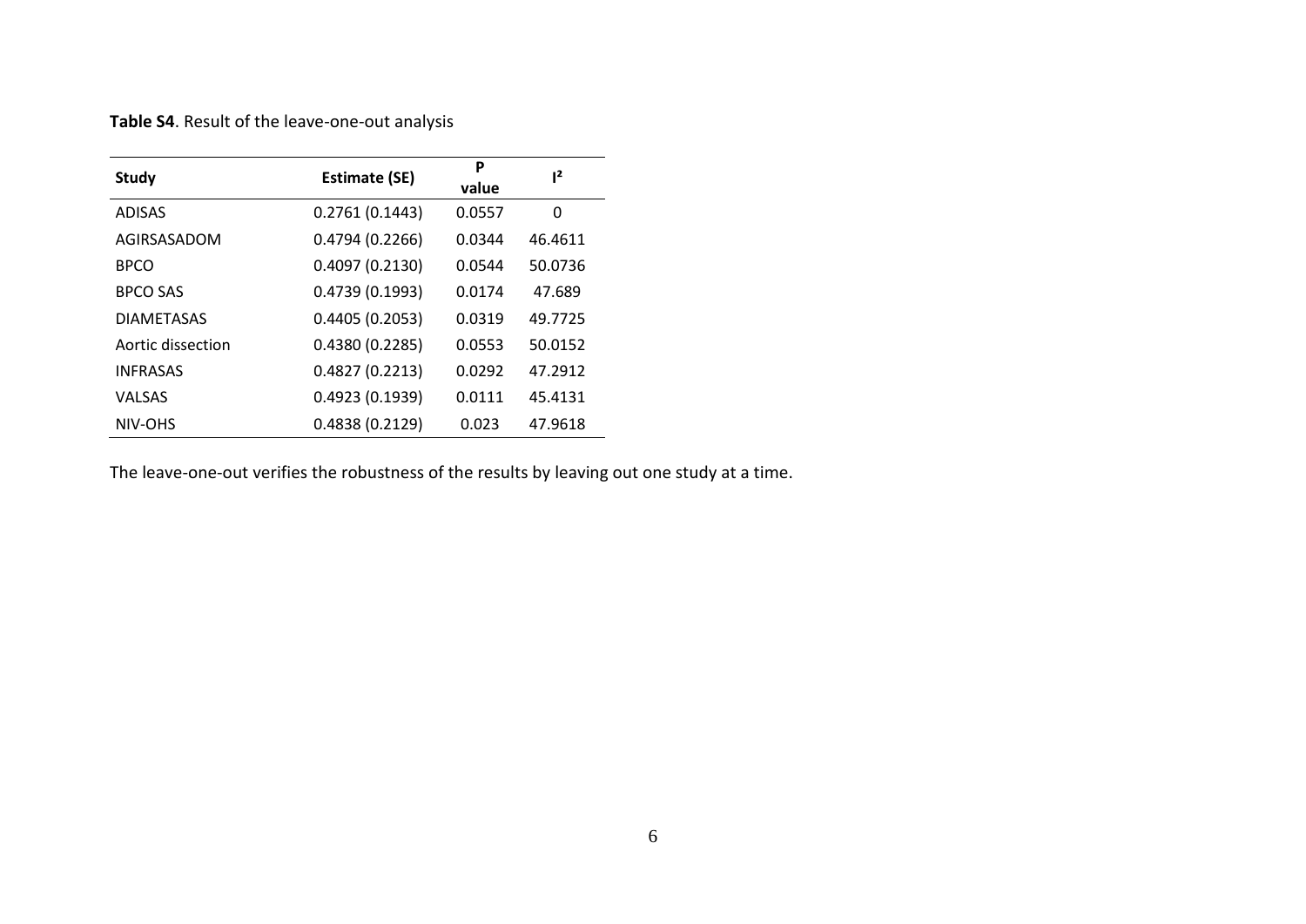**Table S4**. Result of the leave-one-out analysis

| Study | Estimate (SE) | P value | $I^2$ |
|---|---|---|---|
| ADISAS | 0.2761 (0.1443) | 0.0557 | 0 |
| AGIRSASADOM | 0.4794 (0.2266) | 0.0344 | 46.4611 |
| BPCO | 0.4097 (0.2130) | 0.0544 | 50.0736 |
| BPCO SAS | 0.4739 (0.1993) | 0.0174 | 47.689 |
| DIAMETASAS | 0.4405 (0.2053) | 0.0319 | 49.7725 |
| Aortic dissection | 0.4380 (0.2285) | 0.0553 | 50.0152 |
| INFRASAS | 0.4827 (0.2213) | 0.0292 | 47.2912 |
| VALSAS | 0.4923 (0.1939) | 0.0111 | 45.4131 |
| NIV-OHS | 0.4838 (0.2129) | 0.023 | 47.9618 |

The leave-one-out verifies the robustness of the results by leaving out one study at a time.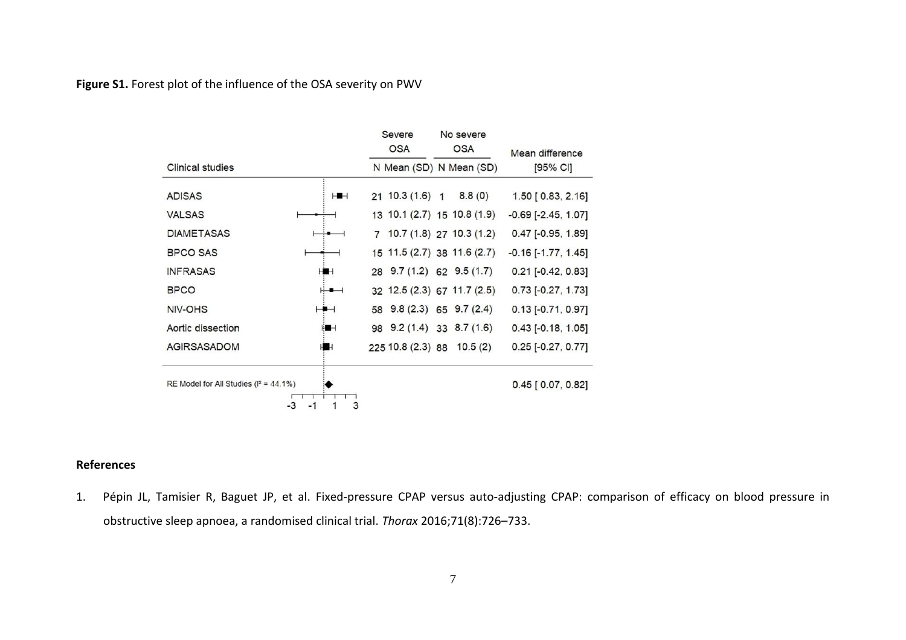**Figure S1.** Forest plot of the influence of the OSA severity on PWV

| Clinical studies | Severe OSA N | Severe OSA Mean (SD) | No severe OSA N | No severe OSA Mean (SD) | Mean difference [95% CI] |
|---|---|---|---|---|---|
| ADISAS | 21 | 10.3 (1.6) | 1 | 8.8 (0) | 1.50 [ 0.83, 2.16] |
| VALSAS | 13 | 10.1 (2.7) | 15 | 10.8 (1.9) | -0.69 [-2.45, 1.07] |
| DIAMETASAS | 7 | 10.7 (1.8) | 27 | 10.3 (1.2) | 0.47 [-0.95, 1.89] |
| BPCO SAS | 15 | 11.5 (2.7) | 38 | 11.6 (2.7) | -0.16 [-1.77, 1.45] |
| INFRASAS | 28 | 9.7 (1.2) | 62 | 9.5 (1.7) | 0.21 [-0.42, 0.83] |
| BPCO | 32 | 12.5 (2.3) | 67 | 11.7 (2.5) | 0.73 [-0.27, 1.73] |
| NIV-OHS | 58 | 9.8 (2.3) | 65 | 9.7 (2.4) | 0.13 [-0.71, 0.97] |
| Aortic dissection | 98 | 9.2 (1.4) | 33 | 8.7 (1.6) | 0.43 [-0.18, 1.05] |
| AGIRSASADOM | 225 | 10.8 (2.3) | 88 | 10.5 (2) | 0.25 [-0.27, 0.77] |
| RE Model for All Studies ($I^2$ = 44.1%) | | | | | 0.45 [ 0.07, 0.82] |

## References

1. Pépin JL, Tamisier R, Baguet JP, et al. Fixed-pressure CPAP versus auto-adjusting CPAP: comparison of efficacy on blood pressure in obstructive sleep apnoea, a randomised clinical trial. *Thorax* 2016;71(8):726–733.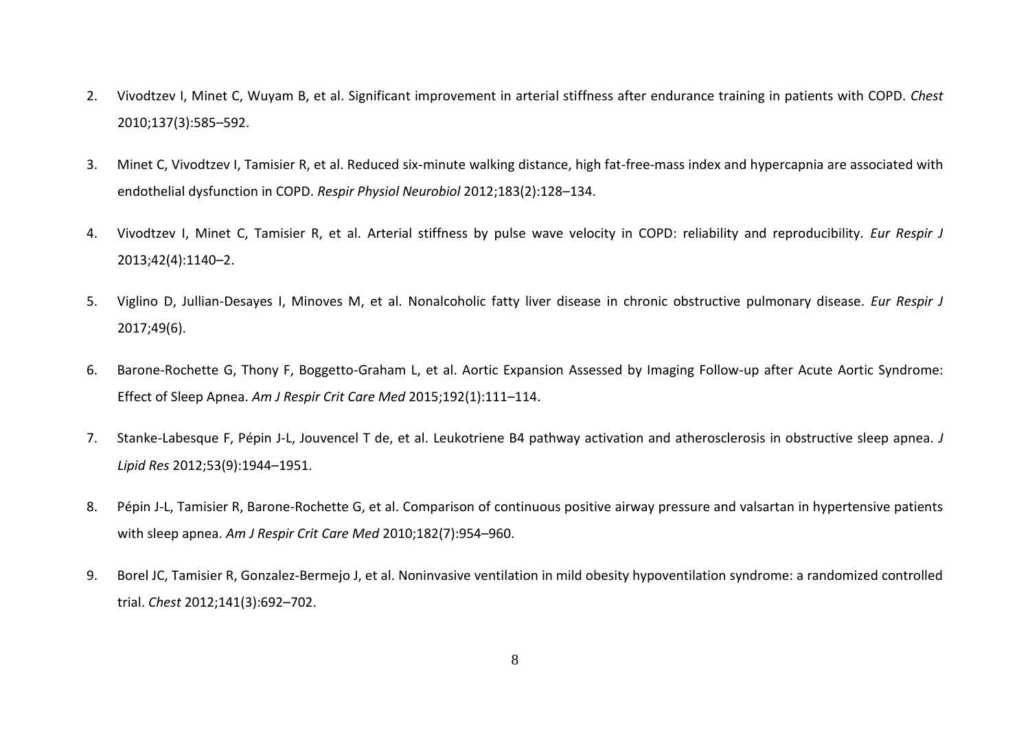2. Vivodtzev I, Minet C, Wuyam B, et al. Significant improvement in arterial stiffness after endurance training in patients with COPD. *Chest* 2010;137(3):585–592.

3. Minet C, Vivodtzev I, Tamisier R, et al. Reduced six-minute walking distance, high fat-free-mass index and hypercapnia are associated with endothelial dysfunction in COPD. *Respir Physiol Neurobiol* 2012;183(2):128–134.

4. Vivodtzev I, Minet C, Tamisier R, et al. Arterial stiffness by pulse wave velocity in COPD: reliability and reproducibility. *Eur Respir J* 2013;42(4):1140–2.

5. Viglino D, Jullian-Desayes I, Minoves M, et al. Nonalcoholic fatty liver disease in chronic obstructive pulmonary disease. *Eur Respir J* 2017;49(6).

6. Barone-Rochette G, Thony F, Boggetto-Graham L, et al. Aortic Expansion Assessed by Imaging Follow-up after Acute Aortic Syndrome: Effect of Sleep Apnea. *Am J Respir Crit Care Med* 2015;192(1):111–114.

7. Stanke-Labesque F, Pépin J-L, Jouvencel T de, et al. Leukotriene B4 pathway activation and atherosclerosis in obstructive sleep apnea. *J Lipid Res* 2012;53(9):1944–1951.

8. Pépin J-L, Tamisier R, Barone-Rochette G, et al. Comparison of continuous positive airway pressure and valsartan in hypertensive patients with sleep apnea. *Am J Respir Crit Care Med* 2010;182(7):954–960.

9. Borel JC, Tamisier R, Gonzalez-Bermejo J, et al. Noninvasive ventilation in mild obesity hypoventilation syndrome: a randomized controlled trial. *Chest* 2012;141(3):692–702.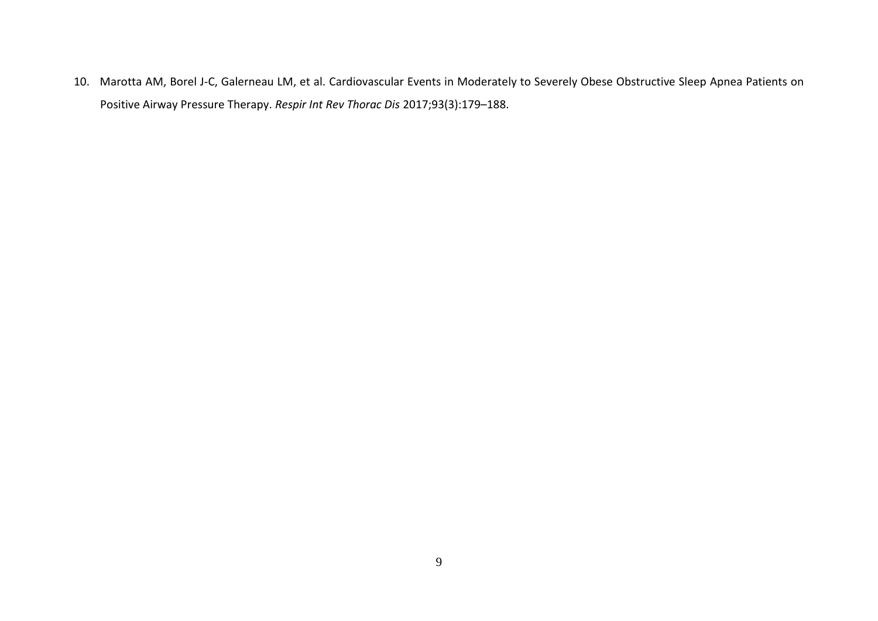10. Marotta AM, Borel J-C, Galerneau LM, et al. Cardiovascular Events in Moderately to Severely Obese Obstructive Sleep Apnea Patients on Positive Airway Pressure Therapy. *Respir Int Rev Thorac Dis* 2017;93(3):179–188.